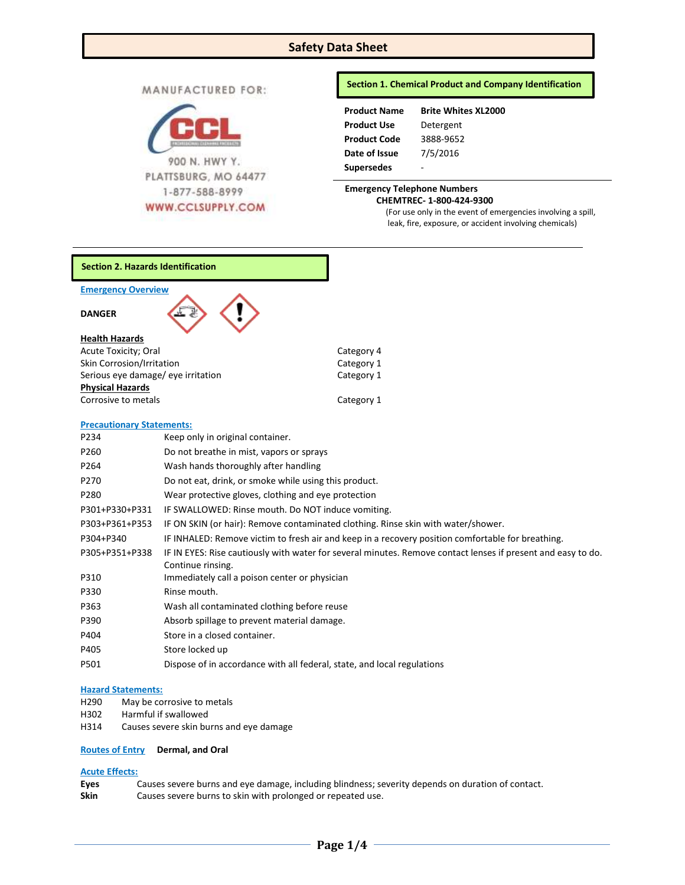# Safety Data Sheet

MANUFACTURED FOR:

CCL

900 N. HWY Y.
PLATTSBURG, MO 64477
1-877-588-8999
WWW.CCLSUPPLY.COM

## Section 1. Chemical Product and Company Identification

| | |
|---|---|
| **Product Name** | **Brite Whites XL2000** |
| **Product Use** | Detergent |
| **Product Code** | 3888-9652 |
| **Date of Issue** | 7/5/2016 |
| **Supersedes** | - |

**Emergency Telephone Numbers**

**CHEMTREC- 1-800-424-9300**

(For use only in the event of emergencies involving a spill, leak, fire, exposure, or accident involving chemicals)

## Section 2. Hazards Identification

**Emergency Overview**

**DANGER**

**Health Hazards**

| | |
|---|---|
| Acute Toxicity; Oral | Category 4 |
| Skin Corrosion/Irritation | Category 1 |
| Serious eye damage/ eye irritation | Category 1 |

**Physical Hazards**

| | |
|---|---|
| Corrosive to metals | Category 1 |

**Precautionary Statements:**

| | |
|---|---|
| P234 | Keep only in original container. |
| P260 | Do not breathe in mist, vapors or sprays |
| P264 | Wash hands thoroughly after handling |
| P270 | Do not eat, drink, or smoke while using this product. |
| P280 | Wear protective gloves, clothing and eye protection |
| P301+P330+P331 | IF SWALLOWED: Rinse mouth. Do NOT induce vomiting. |
| P303+P361+P353 | IF ON SKIN (or hair): Remove contaminated clothing. Rinse skin with water/shower. |
| P304+P340 | IF INHALED: Remove victim to fresh air and keep in a recovery position comfortable for breathing. |
| P305+P351+P338 | IF IN EYES: Rise cautiously with water for several minutes. Remove contact lenses if present and easy to do. Continue rinsing. |
| P310 | Immediately call a poison center or physician |
| P330 | Rinse mouth. |
| P363 | Wash all contaminated clothing before reuse |
| P390 | Absorb spillage to prevent material damage. |
| P404 | Store in a closed container. |
| P405 | Store locked up |
| P501 | Dispose of in accordance with all federal, state, and local regulations |

**Hazard Statements:**

| | |
|---|---|
| H290 | May be corrosive to metals |
| H302 | Harmful if swallowed |
| H314 | Causes severe skin burns and eye damage |

**Routes of Entry** **Dermal, and Oral**

**Acute Effects:**

**Eyes** Causes severe burns and eye damage, including blindness; severity depends on duration of contact.

**Skin** Causes severe burns to skin with prolonged or repeated use.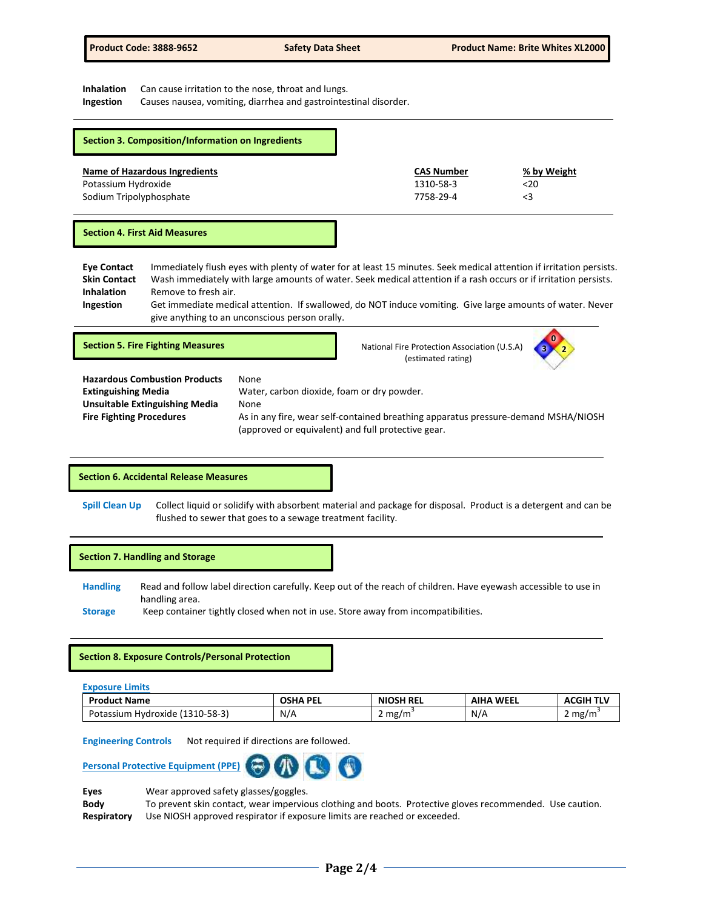**Inhalation** Can cause irritation to the nose, throat and lungs.
**Ingestion** Causes nausea, vomiting, diarrhea and gastrointestinal disorder.

## Section 3. Composition/Information on Ingredients

| Name of Hazardous Ingredients | CAS Number | % by Weight |
|---|---|---|
| Potassium Hydroxide | 1310-58-3 | <20 |
| Sodium Tripolyphosphate | 7758-29-4 | <3 |

## Section 4. First Aid Measures

**Eye Contact** Immediately flush eyes with plenty of water for at least 15 minutes. Seek medical attention if irritation persists.
**Skin Contact** Wash immediately with large amounts of water. Seek medical attention if a rash occurs or if irritation persists.
**Inhalation** Remove to fresh air.
**Ingestion** Get immediate medical attention. If swallowed, do NOT induce vomiting. Give large amounts of water. Never give anything to an unconscious person orally.

## Section 5. Fire Fighting Measures

National Fire Protection Association (U.S.A) (estimated rating): Fire 0, Health 3, Instability 2

**Hazardous Combustion Products** None
**Extinguishing Media** Water, carbon dioxide, foam or dry powder.
**Unsuitable Extinguishing Media** None
**Fire Fighting Procedures** As in any fire, wear self-contained breathing apparatus pressure-demand MSHA/NIOSH (approved or equivalent) and full protective gear.

## Section 6. Accidental Release Measures

**Spill Clean Up** Collect liquid or solidify with absorbent material and package for disposal. Product is a detergent and can be flushed to sewer that goes to a sewage treatment facility.

## Section 7. Handling and Storage

**Handling** Read and follow label direction carefully. Keep out of the reach of children. Have eyewash accessible to use in handling area.
**Storage** Keep container tightly closed when not in use. Store away from incompatibilities.

## Section 8. Exposure Controls/Personal Protection

**Exposure Limits**

| Product Name | OSHA PEL | NIOSH REL | AIHA WEEL | ACGIH TLV |
|---|---|---|---|---|
| Potassium Hydroxide (1310-58-3) | N/A | 2 $mg/m^3$ | N/A | 2 $mg/m^3$ |

**Engineering Controls** Not required if directions are followed.

**Personal Protective Equipment (PPE)**

**Eyes** Wear approved safety glasses/goggles.
**Body** To prevent skin contact, wear impervious clothing and boots. Protective gloves recommended. Use caution.
**Respiratory** Use NIOSH approved respirator if exposure limits are reached or exceeded.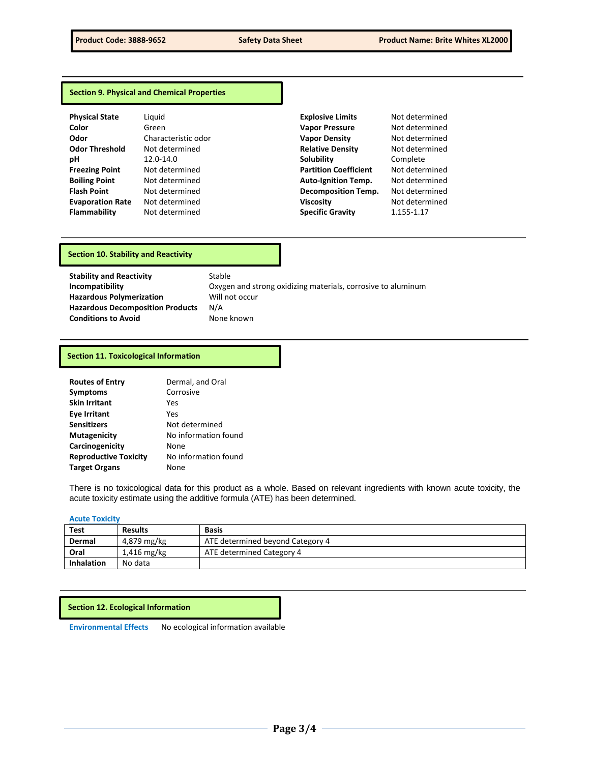## Section 9. Physical and Chemical Properties

| | | | |
|---|---|---|---|
| **Physical State** | Liquid | **Explosive Limits** | Not determined |
| **Color** | Green | **Vapor Pressure** | Not determined |
| **Odor** | Characteristic odor | **Vapor Density** | Not determined |
| **Odor Threshold** | Not determined | **Relative Density** | Not determined |
| **pH** | 12.0-14.0 | **Solubility** | Complete |
| **Freezing Point** | Not determined | **Partition Coefficient** | Not determined |
| **Boiling Point** | Not determined | **Auto-Ignition Temp.** | Not determined |
| **Flash Point** | Not determined | **Decomposition Temp.** | Not determined |
| **Evaporation Rate** | Not determined | **Viscosity** | Not determined |
| **Flammability** | Not determined | **Specific Gravity** | 1.155-1.17 |

## Section 10. Stability and Reactivity

| | |
|---|---|
| **Stability and Reactivity** | Stable |
| **Incompatibility** | Oxygen and strong oxidizing materials, corrosive to aluminum |
| **Hazardous Polymerization** | Will not occur |
| **Hazardous Decomposition Products** | N/A |
| **Conditions to Avoid** | None known |

## Section 11. Toxicological Information

| | |
|---|---|
| **Routes of Entry** | Dermal, and Oral |
| **Symptoms** | Corrosive |
| **Skin Irritant** | Yes |
| **Eye Irritant** | Yes |
| **Sensitizers** | Not determined |
| **Mutagenicity** | No information found |
| **Carcinogenicity** | None |
| **Reproductive Toxicity** | No information found |
| **Target Organs** | None |

There is no toxicological data for this product as a whole. Based on relevant ingredients with known acute toxicity, the acute toxicity estimate using the additive formula (ATE) has been determined.

**Acute Toxicity**

| Test | Results | Basis |
|---|---|---|
| **Dermal** | 4,879 mg/kg | ATE determined beyond Category 4 |
| **Oral** | 1,416 mg/kg | ATE determined Category 4 |
| **Inhalation** | No data | |

## Section 12. Ecological Information

**Environmental Effects** No ecological information available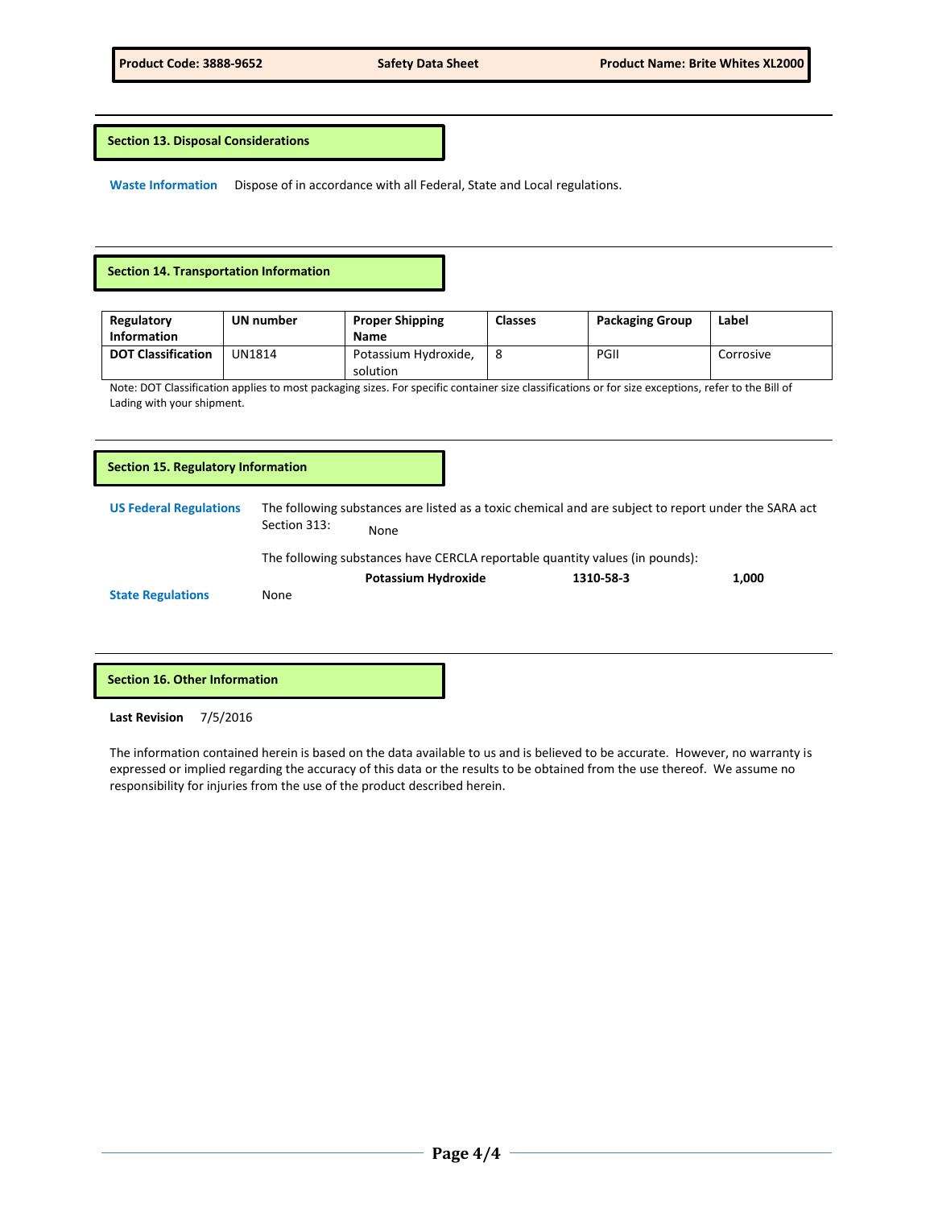## Section 13. Disposal Considerations

**Waste Information** Dispose of in accordance with all Federal, State and Local regulations.

## Section 14. Transportation Information

| Regulatory Information | UN number | Proper Shipping Name | Classes | Packaging Group | Label |
|---|---|---|---|---|---|
| **DOT Classification** | UN1814 | Potassium Hydroxide, solution | 8 | PGII | Corrosive |

Note: DOT Classification applies to most packaging sizes. For specific container size classifications or for size exceptions, refer to the Bill of Lading with your shipment.

## Section 15. Regulatory Information

**US Federal Regulations** The following substances are listed as a toxic chemical and are subject to report under the SARA act Section 313: None

The following substances have CERCLA reportable quantity values (in pounds):

| | | |
|---|---|---|
| **Potassium Hydroxide** | **1310-58-3** | **1,000** |

**State Regulations** None

## Section 16. Other Information

**Last Revision** 7/5/2016

The information contained herein is based on the data available to us and is believed to be accurate. However, no warranty is expressed or implied regarding the accuracy of this data or the results to be obtained from the use thereof. We assume no responsibility for injuries from the use of the product described herein.